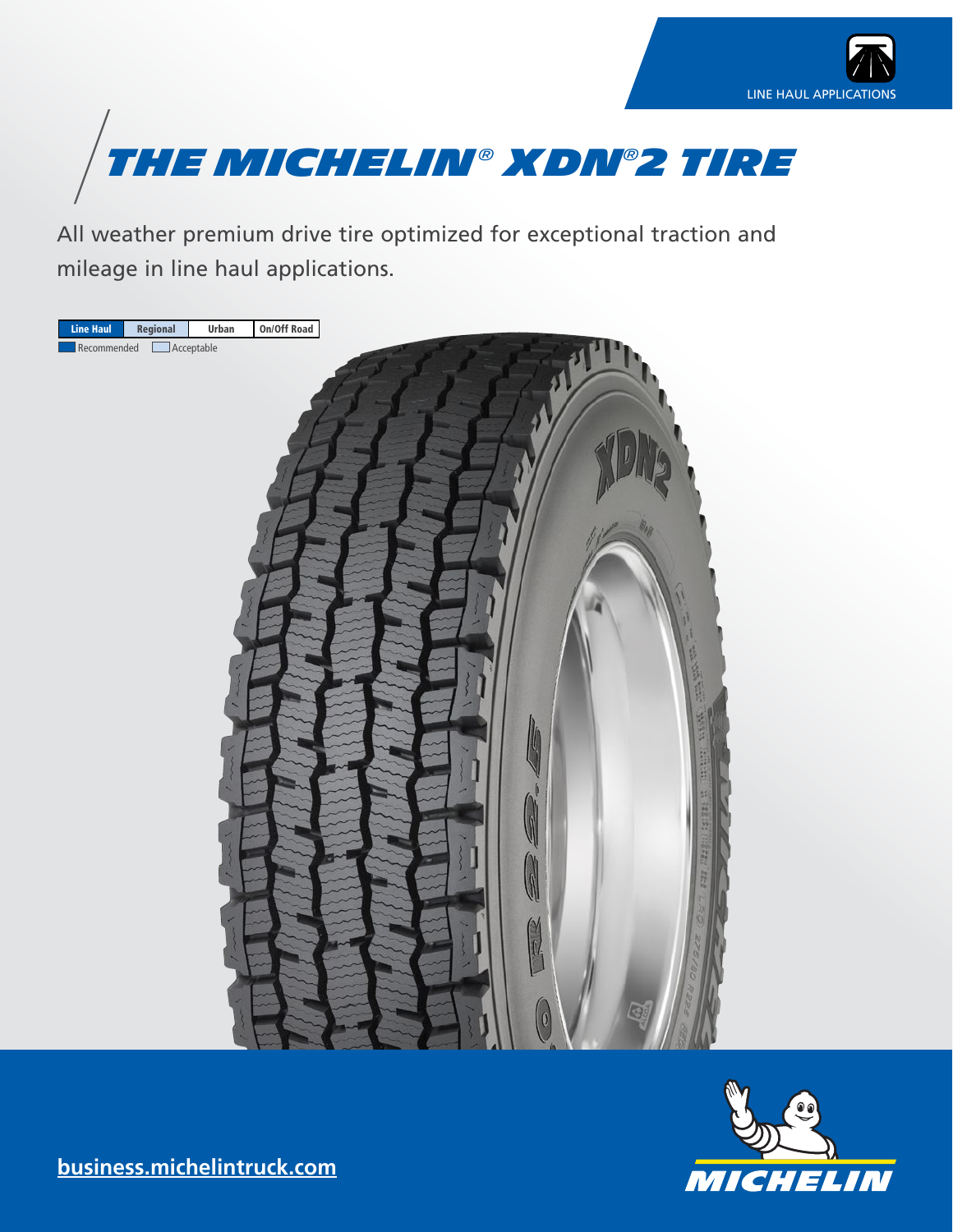LINE HAUL APPLICATIONS

# THE MICHELIN® XDN®2 TIRE

All weather premium drive tire optimized for exceptional traction and mileage in line haul applications.

| Line Haul | Regional | Urban | On/Off Road |
| --- | --- | --- | --- |

Recommended | Acceptable

business.michelintruck.com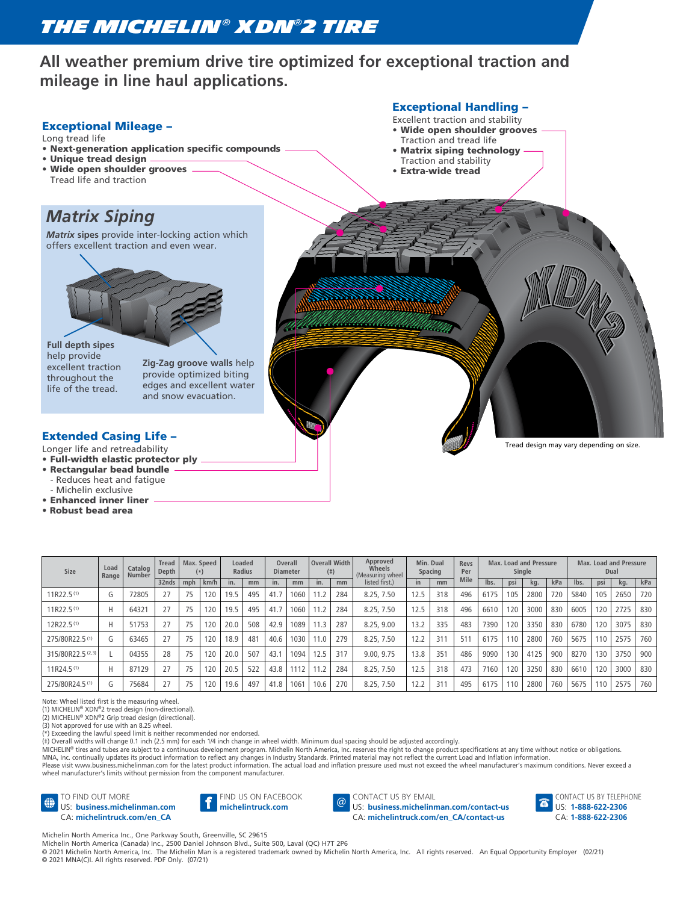# THE MICHELIN® XDN®2 TIRE

## All weather premium drive tire optimized for exceptional traction and mileage in line haul applications.

### Exceptional Mileage –

Long tread life

- **Next-generation application specific compounds**
- **Unique tread design**
- **Wide open shoulder grooves**
  Tread life and traction

### Exceptional Handling –

Excellent traction and stability

- **Wide open shoulder grooves**
  Traction and tread life
- **Matrix siping technology**
  Traction and stability
- **Extra-wide tread**

### *Matrix Siping*

***Matrix* sipes** provide inter-locking action which offers excellent traction and even wear.

**Full depth sipes** help provide excellent traction throughout the life of the tread.

**Zig-Zag groove walls** help provide optimized biting edges and excellent water and snow evacuation.

### Extended Casing Life –

Longer life and retreadability

- **Full-width elastic protector ply**
- **Rectangular bead bundle**
  - Reduces heat and fatigue
  - Michelin exclusive
- **Enhanced inner liner**
- **Robust bead area**

Tread design may vary depending on size.

| Size | Load Range | Catalog Number | Tread Depth | Max. Speed (*) | | Loaded Radius | | Overall Diameter | | Overall Width (‡) | | Approved Wheels (Measuring wheel listed first.) | Min. Dual Spacing | | Revs Per Mile | Max. Load and Pressure Single | | | | Max. Load and Pressure Dual | | | |
|---|---|---|---|---|---|---|---|---|---|---|---|---|---|---|---|---|---|---|---|---|---|---|---|
| | | | 32nds | mph | km/h | in. | mm | in. | mm | in. | mm | | in | mm | | lbs. | psi | kg. | kPa | lbs. | psi | kg. | kPa |
| 11R22.5 (1) | G | 72805 | 27 | 75 | 120 | 19.5 | 495 | 41.7 | 1060 | 11.2 | 284 | 8.25, 7.50 | 12.5 | 318 | 496 | 6175 | 105 | 2800 | 720 | 5840 | 105 | 2650 | 720 |
| 11R22.5 (1) | H | 64321 | 27 | 75 | 120 | 19.5 | 495 | 41.7 | 1060 | 11.2 | 284 | 8.25, 7.50 | 12.5 | 318 | 496 | 6610 | 120 | 3000 | 830 | 6005 | 120 | 2725 | 830 |
| 12R22.5 (1) | H | 51753 | 27 | 75 | 120 | 20.0 | 508 | 42.9 | 1089 | 11.3 | 287 | 8.25, 9.00 | 13.2 | 335 | 483 | 7390 | 120 | 3350 | 830 | 6780 | 120 | 3075 | 830 |
| 275/80R22.5 (1) | G | 63465 | 27 | 75 | 120 | 18.9 | 481 | 40.6 | 1030 | 11.0 | 279 | 8.25, 7.50 | 12.2 | 311 | 511 | 6175 | 110 | 2800 | 760 | 5675 | 110 | 2575 | 760 |
| 315/80R22.5 (2,3) | L | 04355 | 28 | 75 | 120 | 20.0 | 507 | 43.1 | 1094 | 12.5 | 317 | 9.00, 9.75 | 13.8 | 351 | 486 | 9090 | 130 | 4125 | 900 | 8270 | 130 | 3750 | 900 |
| 11R24.5 (1) | H | 87129 | 27 | 75 | 120 | 20.5 | 522 | 43.8 | 1112 | 11.2 | 284 | 8.25, 7.50 | 12.5 | 318 | 473 | 7160 | 120 | 3250 | 830 | 6610 | 120 | 3000 | 830 |
| 275/80R24.5 (1) | G | 75684 | 27 | 75 | 120 | 19.6 | 497 | 41.8 | 1061 | 10.6 | 270 | 8.25, 7.50 | 12.2 | 311 | 495 | 6175 | 110 | 2800 | 760 | 5675 | 110 | 2575 | 760 |

Note: Wheel listed first is the measuring wheel.
(1) MICHELIN® XDN®2 tread design (non-directional).
(2) MICHELIN® XDN®2 Grip tread design (directional).
(3) Not approved for use with an 8.25 wheel.
(*) Exceeding the lawful speed limit is neither recommended nor endorsed.
(‡) Overall widths will change 0.1 inch (2.5 mm) for each 1/4 inch change in wheel width. Minimum dual spacing should be adjusted accordingly.
MICHELIN® tires and tubes are subject to a continuous development program. Michelin North America, Inc. reserves the right to change product specifications at any time without notice or obligations. MNA, Inc. continually updates its product information to reflect any changes in Industry Standards. Printed material may not reflect the current Load and Inflation information.
Please visit www.business.michelinman.com for the latest product information. The actual load and inflation pressure used must not exceed the wheel manufacturer's maximum conditions. Never exceed a wheel manufacturer's limits without permission from the component manufacturer.

TO FIND OUT MORE
US: **business.michelinman.com**
CA: **michelintruck.com/en_CA**

FIND US ON FACEBOOK
**michelintruck.com**

CONTACT US BY EMAIL
US: **business.michelinman.com/contact-us**
CA: **michelintruck.com/en_CA/contact-us**

CONTACT US BY TELEPHONE
US: **1-888-622-2306**
CA: **1-888-622-2306**

Michelin North America Inc., One Parkway South, Greenville, SC 29615
Michelin North America (Canada) Inc., 2500 Daniel Johnson Blvd., Suite 500, Laval (QC) H7T 2P6
© 2021 Michelin North America, Inc. The Michelin Man is a registered trademark owned by Michelin North America, Inc. All rights reserved. An Equal Opportunity Employer (02/21)
© 2021 MNA(C)I. All rights reserved. PDF Only. (07/21)